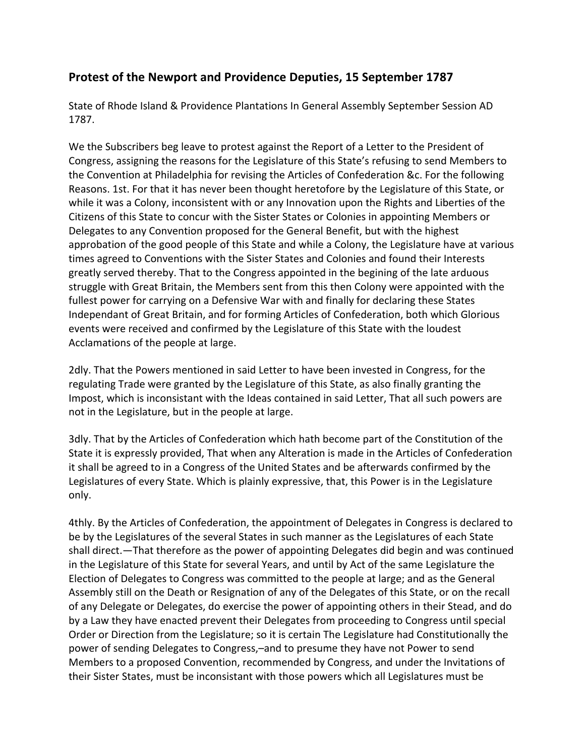## Protest of the Newport and Providence Deputies, 15 September 1787

State of Rhode Island & Providence Plantations In General Assembly September Session AD 1787.

We the Subscribers beg leave to protest against the Report of a Letter to the President of Congress, assigning the reasons for the Legislature of this State's refusing to send Members to the Convention at Philadelphia for revising the Articles of Confederation &c. For the following Reasons. 1st. For that it has never been thought heretofore by the Legislature of this State, or while it was a Colony, inconsistent with or any Innovation upon the Rights and Liberties of the Citizens of this State to concur with the Sister States or Colonies in appointing Members or Delegates to any Convention proposed for the General Benefit, but with the highest approbation of the good people of this State and while a Colony, the Legislature have at various times agreed to Conventions with the Sister States and Colonies and found their Interests greatly served thereby. That to the Congress appointed in the begining of the late arduous struggle with Great Britain, the Members sent from this then Colony were appointed with the fullest power for carrying on a Defensive War with and finally for declaring these States Independant of Great Britain, and for forming Articles of Confederation, both which Glorious events were received and confirmed by the Legislature of this State with the loudest Acclamations of the people at large.

2dly. That the Powers mentioned in said Letter to have been invested in Congress, for the regulating Trade were granted by the Legislature of this State, as also finally granting the Impost, which is inconsistant with the Ideas contained in said Letter, That all such powers are not in the Legislature, but in the people at large.

3dly. That by the Articles of Confederation which hath become part of the Constitution of the State it is expressly provided, That when any Alteration is made in the Articles of Confederation it shall be agreed to in a Congress of the United States and be afterwards confirmed by the Legislatures of every State. Which is plainly expressive, that, this Power is in the Legislature only.

4thly. By the Articles of Confederation, the appointment of Delegates in Congress is declared to be by the Legislatures of the several States in such manner as the Legislatures of each State shall direct.—That therefore as the power of appointing Delegates did begin and was continued in the Legislature of this State for several Years, and until by Act of the same Legislature the Election of Delegates to Congress was committed to the people at large; and as the General Assembly still on the Death or Resignation of any of the Delegates of this State, or on the recall of any Delegate or Delegates, do exercise the power of appointing others in their Stead, and do by a Law they have enacted prevent their Delegates from proceeding to Congress until special Order or Direction from the Legislature; so it is certain The Legislature had Constitutionally the power of sending Delegates to Congress,–and to presume they have not Power to send Members to a proposed Convention, recommended by Congress, and under the Invitations of their Sister States, must be inconsistant with those powers which all Legislatures must be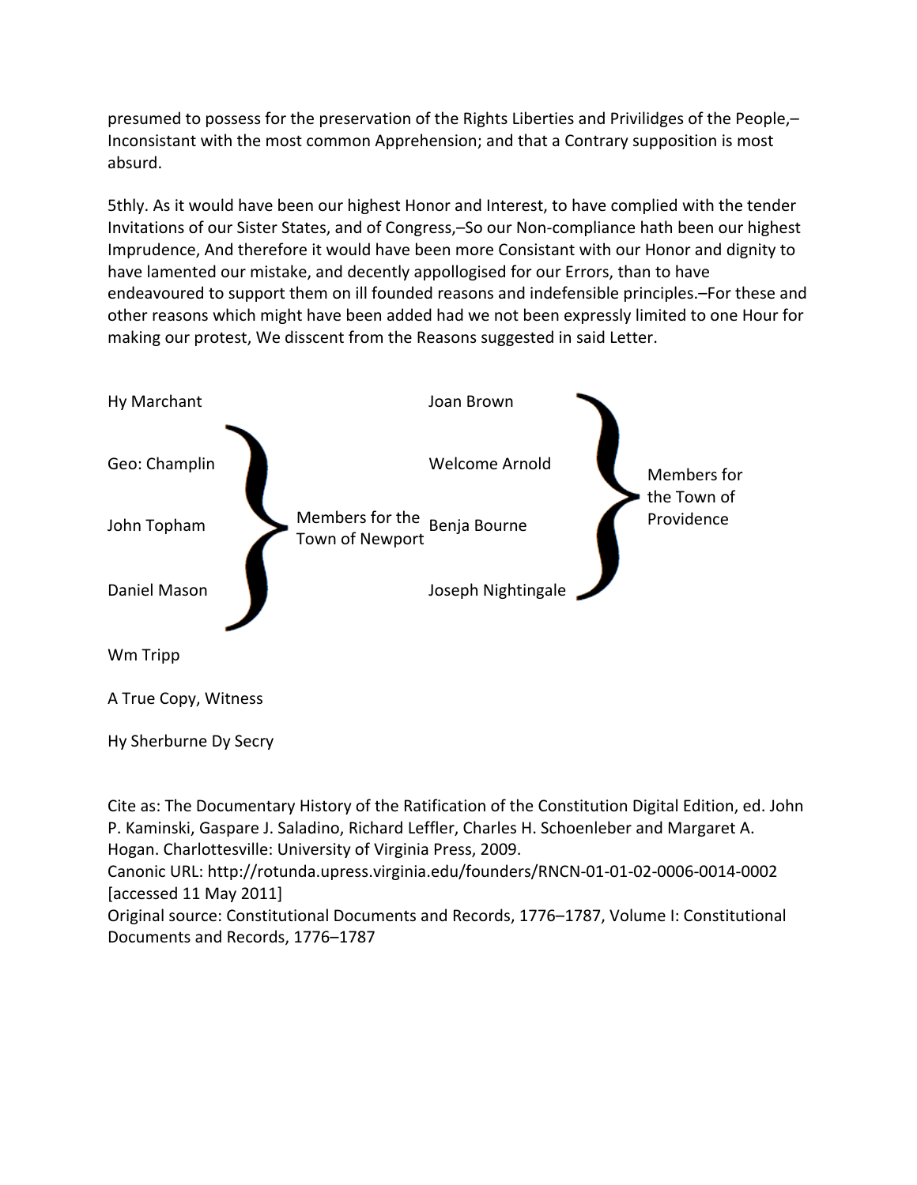presumed to possess for the preservation of the Rights Liberties and Privilidges of the People,–Inconsistant with the most common Apprehension; and that a Contrary supposition is most absurd.

5thly. As it would have been our highest Honor and Interest, to have complied with the tender Invitations of our Sister States, and of Congress,–So our Non-compliance hath been our highest Imprudence, And therefore it would have been more Consistant with our Honor and dignity to have lamented our mistake, and decently appollogised for our Errors, than to have endeavoured to support them on ill founded reasons and indefensible principles.–For these and other reasons which might have been added had we not been expressly limited to one Hour for making our protest, We disscent from the Reasons suggested in said Letter.

Hy Marchant
Geo: Champlin
John Topham
Daniel Mason
} Members for the Town of Newport

Joan Brown
Welcome Arnold
Benja Bourne
Joseph Nightingale
} Members for the Town of Providence

Wm Tripp

A True Copy, Witness

Hy Sherburne Dy Secry

Cite as: The Documentary History of the Ratification of the Constitution Digital Edition, ed. John P. Kaminski, Gaspare J. Saladino, Richard Leffler, Charles H. Schoenleber and Margaret A. Hogan. Charlottesville: University of Virginia Press, 2009.
Canonic URL: http://rotunda.upress.virginia.edu/founders/RNCN-01-01-02-0006-0014-0002 [accessed 11 May 2011]
Original source: Constitutional Documents and Records, 1776–1787, Volume I: Constitutional Documents and Records, 1776–1787